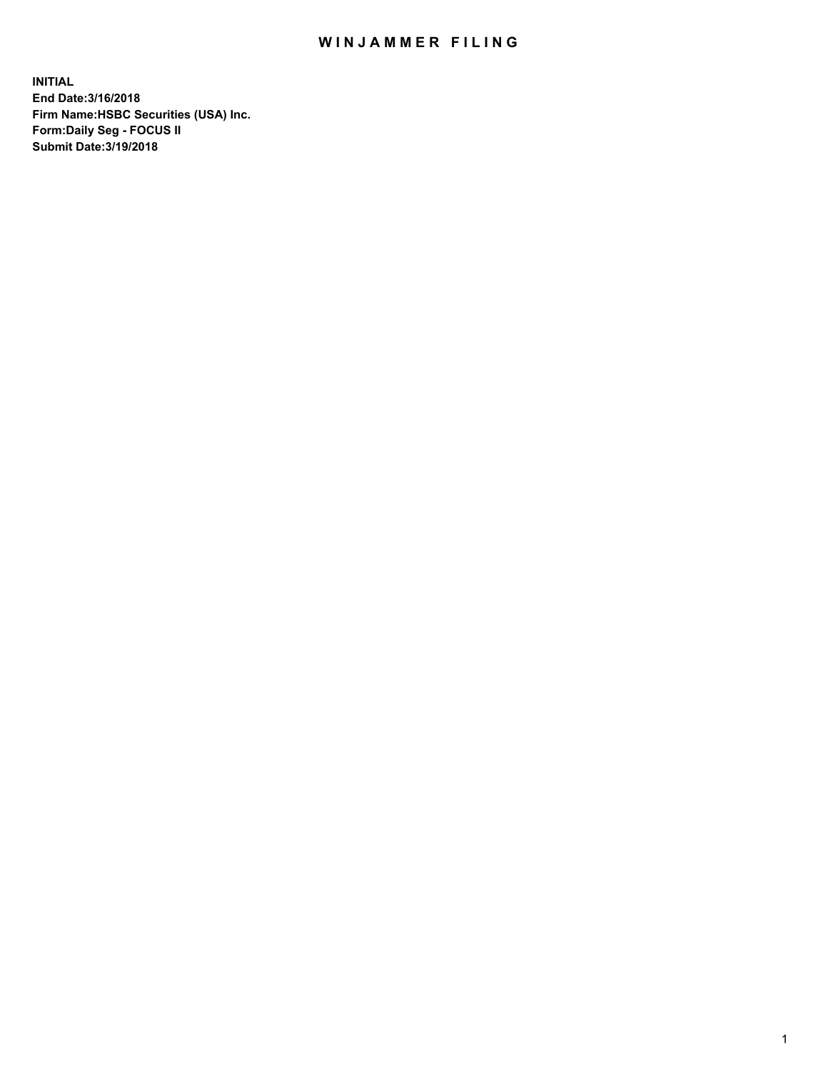# WINJAMMER FILING

**INITIAL**
**End Date:3/16/2018**
**Firm Name:HSBC Securities (USA) Inc.**
**Form:Daily Seg - FOCUS II**
**Submit Date:3/19/2018**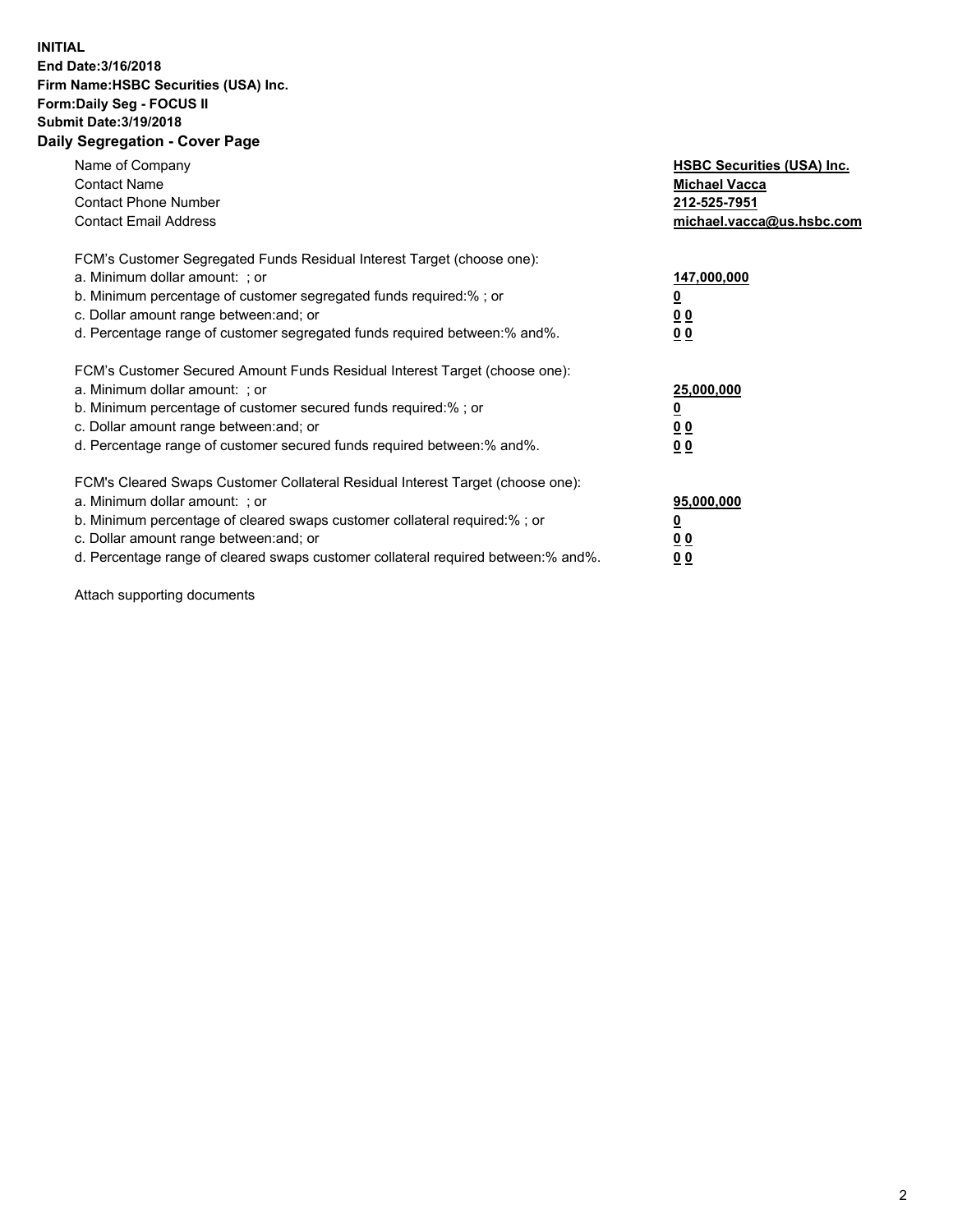**INITIAL**
**End Date:3/16/2018**
**Firm Name:HSBC Securities (USA) Inc.**
**Form:Daily Seg - FOCUS II**
**Submit Date:3/19/2018**

## Daily Segregation - Cover Page

| | |
|---|---|
| Name of Company | **HSBC Securities (USA) Inc.** |
| Contact Name | **Michael Vacca** |
| Contact Phone Number | **212-525-7951** |
| Contact Email Address | **michael.vacca@us.hsbc.com** |

FCM's Customer Segregated Funds Residual Interest Target (choose one):

| | |
|---|---|
| a. Minimum dollar amount: ; or | **147,000,000** |
| b. Minimum percentage of customer segregated funds required:% ; or | **0** |
| c. Dollar amount range between:and; or | **0 0** |
| d. Percentage range of customer segregated funds required between:% and%. | **0 0** |

FCM's Customer Secured Amount Funds Residual Interest Target (choose one):

| | |
|---|---|
| a. Minimum dollar amount: ; or | **25,000,000** |
| b. Minimum percentage of customer secured funds required:% ; or | **0** |
| c. Dollar amount range between:and; or | **0 0** |
| d. Percentage range of customer secured funds required between:% and%. | **0 0** |

FCM's Cleared Swaps Customer Collateral Residual Interest Target (choose one):

| | |
|---|---|
| a. Minimum dollar amount: ; or | **95,000,000** |
| b. Minimum percentage of cleared swaps customer collateral required:% ; or | **0** |
| c. Dollar amount range between:and; or | **0 0** |
| d. Percentage range of cleared swaps customer collateral required between:% and%. | **0 0** |

Attach supporting documents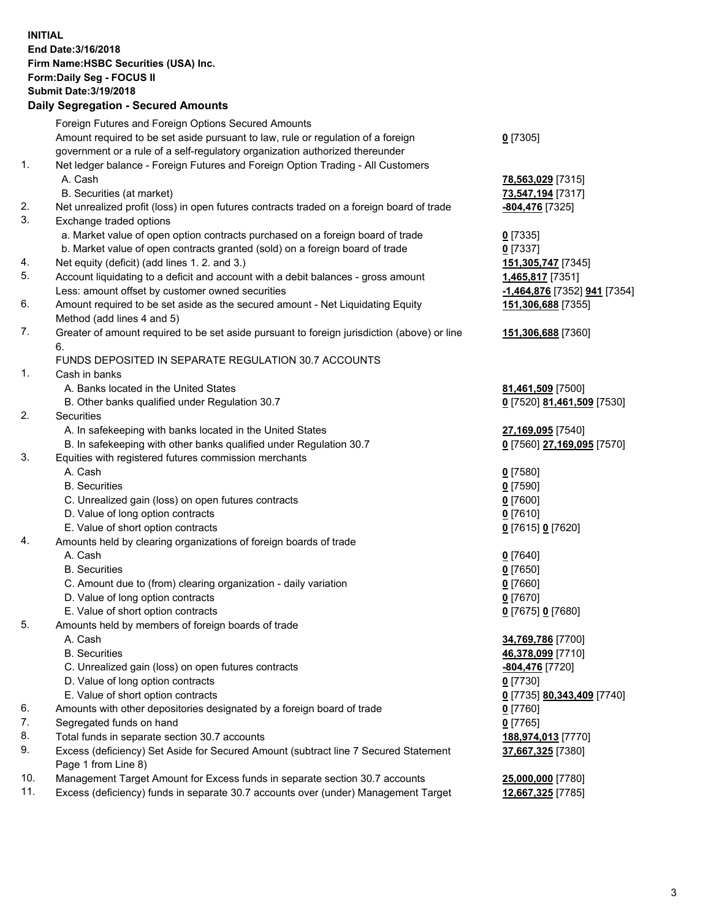**INITIAL**
**End Date:3/16/2018**
**Firm Name:HSBC Securities (USA) Inc.**
**Form:Daily Seg - FOCUS II**
**Submit Date:3/19/2018**
**Daily Segregation - Secured Amounts**

| | | |
|---|---|---|
| | Foreign Futures and Foreign Options Secured Amounts | |
| | Amount required to be set aside pursuant to law, rule or regulation of a foreign government or a rule of a self-regulatory organization authorized thereunder | **0** [7305] |
| 1. | Net ledger balance - Foreign Futures and Foreign Option Trading - All Customers | |
| | A. Cash | **78,563,029** [7315] |
| | B. Securities (at market) | **73,547,194** [7317] |
| 2. | Net unrealized profit (loss) in open futures contracts traded on a foreign board of trade | **-804,476** [7325] |
| 3. | Exchange traded options | |
| | a. Market value of open option contracts purchased on a foreign board of trade | **0** [7335] |
| | b. Market value of open contracts granted (sold) on a foreign board of trade | **0** [7337] |
| 4. | Net equity (deficit) (add lines 1. 2. and 3.) | **151,305,747** [7345] |
| 5. | Account liquidating to a deficit and account with a debit balances - gross amount | **1,465,817** [7351] |
| | Less: amount offset by customer owned securities | **-1,464,876** [7352] **941** [7354] |
| 6. | Amount required to be set aside as the secured amount - Net Liquidating Equity Method (add lines 4 and 5) | **151,306,688** [7355] |
| 7. | Greater of amount required to be set aside pursuant to foreign jurisdiction (above) or line 6. | **151,306,688** [7360] |
| | FUNDS DEPOSITED IN SEPARATE REGULATION 30.7 ACCOUNTS | |
| 1. | Cash in banks | |
| | A. Banks located in the United States | **81,461,509** [7500] |
| | B. Other banks qualified under Regulation 30.7 | **0** [7520] **81,461,509** [7530] |
| 2. | Securities | |
| | A. In safekeeping with banks located in the United States | **27,169,095** [7540] |
| | B. In safekeeping with other banks qualified under Regulation 30.7 | **0** [7560] **27,169,095** [7570] |
| 3. | Equities with registered futures commission merchants | |
| | A. Cash | **0** [7580] |
| | B. Securities | **0** [7590] |
| | C. Unrealized gain (loss) on open futures contracts | **0** [7600] |
| | D. Value of long option contracts | **0** [7610] |
| | E. Value of short option contracts | **0** [7615] **0** [7620] |
| 4. | Amounts held by clearing organizations of foreign boards of trade | |
| | A. Cash | **0** [7640] |
| | B. Securities | **0** [7650] |
| | C. Amount due to (from) clearing organization - daily variation | **0** [7660] |
| | D. Value of long option contracts | **0** [7670] |
| | E. Value of short option contracts | **0** [7675] **0** [7680] |
| 5. | Amounts held by members of foreign boards of trade | |
| | A. Cash | **34,769,786** [7700] |
| | B. Securities | **46,378,099** [7710] |
| | C. Unrealized gain (loss) on open futures contracts | **-804,476** [7720] |
| | D. Value of long option contracts | **0** [7730] |
| | E. Value of short option contracts | **0** [7735] **80,343,409** [7740] |
| 6. | Amounts with other depositories designated by a foreign board of trade | **0** [7760] |
| 7. | Segregated funds on hand | **0** [7765] |
| 8. | Total funds in separate section 30.7 accounts | **188,974,013** [7770] |
| 9. | Excess (deficiency) Set Aside for Secured Amount (subtract line 7 Secured Statement Page 1 from Line 8) | **37,667,325** [7380] |
| 10. | Management Target Amount for Excess funds in separate section 30.7 accounts | **25,000,000** [7780] |
| 11. | Excess (deficiency) funds in separate 30.7 accounts over (under) Management Target | **12,667,325** [7785] |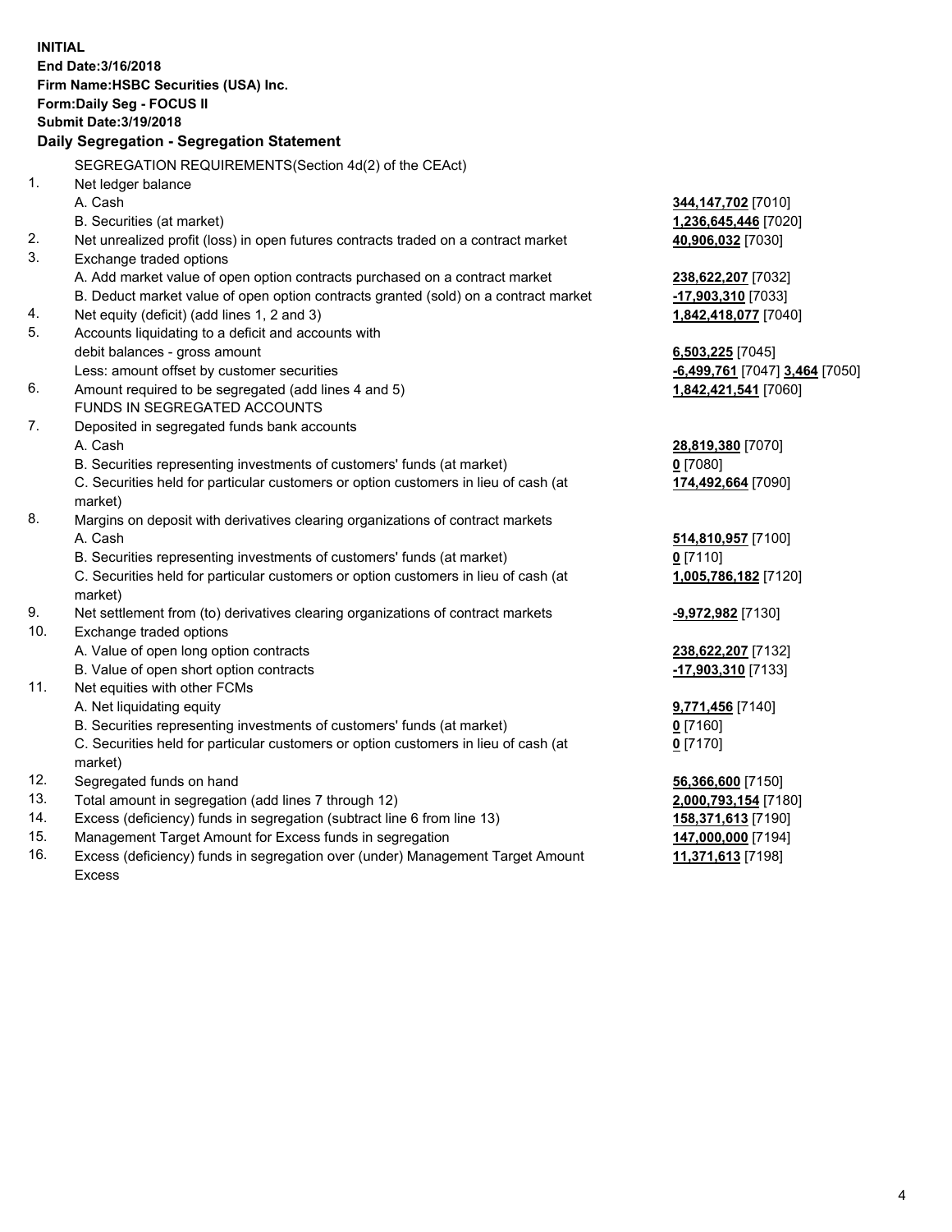**INITIAL**
**End Date:3/16/2018**
**Firm Name:HSBC Securities (USA) Inc.**
**Form:Daily Seg - FOCUS II**
**Submit Date:3/19/2018**

**Daily Segregation - Segregation Statement**

| | SEGREGATION REQUIREMENTS(Section 4d(2) of the CEAct) | |
|---|---|---|
| 1. | Net ledger balance | |
| | A. Cash | **344,147,702** [7010] |
| | B. Securities (at market) | **1,236,645,446** [7020] |
| 2. | Net unrealized profit (loss) in open futures contracts traded on a contract market | **40,906,032** [7030] |
| 3. | Exchange traded options | |
| | A. Add market value of open option contracts purchased on a contract market | **238,622,207** [7032] |
| | B. Deduct market value of open option contracts granted (sold) on a contract market | **-17,903,310** [7033] |
| 4. | Net equity (deficit) (add lines 1, 2 and 3) | **1,842,418,077** [7040] |
| 5. | Accounts liquidating to a deficit and accounts with | |
| | debit balances - gross amount | **6,503,225** [7045] |
| | Less: amount offset by customer securities | **-6,499,761** [7047] **3,464** [7050] |
| 6. | Amount required to be segregated (add lines 4 and 5) | **1,842,421,541** [7060] |
| | FUNDS IN SEGREGATED ACCOUNTS | |
| 7. | Deposited in segregated funds bank accounts | |
| | A. Cash | **28,819,380** [7070] |
| | B. Securities representing investments of customers' funds (at market) | **0** [7080] |
| | C. Securities held for particular customers or option customers in lieu of cash (at market) | **174,492,664** [7090] |
| 8. | Margins on deposit with derivatives clearing organizations of contract markets | |
| | A. Cash | **514,810,957** [7100] |
| | B. Securities representing investments of customers' funds (at market) | **0** [7110] |
| | C. Securities held for particular customers or option customers in lieu of cash (at market) | **1,005,786,182** [7120] |
| 9. | Net settlement from (to) derivatives clearing organizations of contract markets | **-9,972,982** [7130] |
| 10. | Exchange traded options | |
| | A. Value of open long option contracts | **238,622,207** [7132] |
| | B. Value of open short option contracts | **-17,903,310** [7133] |
| 11. | Net equities with other FCMs | |
| | A. Net liquidating equity | **9,771,456** [7140] |
| | B. Securities representing investments of customers' funds (at market) | **0** [7160] |
| | C. Securities held for particular customers or option customers in lieu of cash (at market) | **0** [7170] |
| 12. | Segregated funds on hand | **56,366,600** [7150] |
| 13. | Total amount in segregation (add lines 7 through 12) | **2,000,793,154** [7180] |
| 14. | Excess (deficiency) funds in segregation (subtract line 6 from line 13) | **158,371,613** [7190] |
| 15. | Management Target Amount for Excess funds in segregation | **147,000,000** [7194] |
| 16. | Excess (deficiency) funds in segregation over (under) Management Target Amount Excess | **11,371,613** [7198] |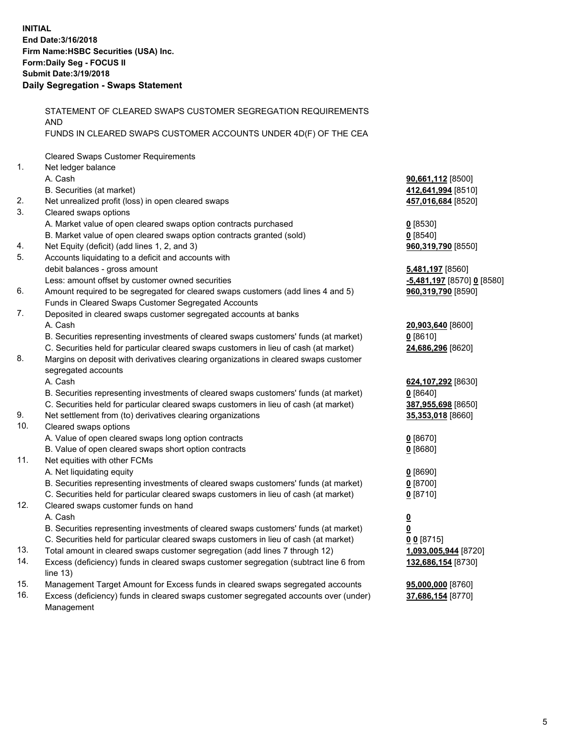**INITIAL**
**End Date:3/16/2018**
**Firm Name:HSBC Securities (USA) Inc.**
**Form:Daily Seg - FOCUS II**
**Submit Date:3/19/2018**
**Daily Segregation - Swaps Statement**

STATEMENT OF CLEARED SWAPS CUSTOMER SEGREGATION REQUIREMENTS AND FUNDS IN CLEARED SWAPS CUSTOMER ACCOUNTS UNDER 4D(F) OF THE CEA

| | | |
|---|---|---|
| | Cleared Swaps Customer Requirements | |
| 1. | Net ledger balance | |
| | A. Cash | **90,661,112** [8500] |
| | B. Securities (at market) | **412,641,994** [8510] |
| 2. | Net unrealized profit (loss) in open cleared swaps | **457,016,684** [8520] |
| 3. | Cleared swaps options | |
| | A. Market value of open cleared swaps option contracts purchased | **0** [8530] |
| | B. Market value of open cleared swaps option contracts granted (sold) | **0** [8540] |
| 4. | Net Equity (deficit) (add lines 1, 2, and 3) | **960,319,790** [8550] |
| 5. | Accounts liquidating to a deficit and accounts with | |
| | debit balances - gross amount | **5,481,197** [8560] |
| | Less: amount offset by customer owned securities | **-5,481,197** [8570] **0** [8580] |
| 6. | Amount required to be segregated for cleared swaps customers (add lines 4 and 5) | **960,319,790** [8590] |
| | Funds in Cleared Swaps Customer Segregated Accounts | |
| 7. | Deposited in cleared swaps customer segregated accounts at banks | |
| | A. Cash | **20,903,640** [8600] |
| | B. Securities representing investments of cleared swaps customers' funds (at market) | **0** [8610] |
| | C. Securities held for particular cleared swaps customers in lieu of cash (at market) | **24,686,296** [8620] |
| 8. | Margins on deposit with derivatives clearing organizations in cleared swaps customer segregated accounts | |
| | A. Cash | **624,107,292** [8630] |
| | B. Securities representing investments of cleared swaps customers' funds (at market) | **0** [8640] |
| | C. Securities held for particular cleared swaps customers in lieu of cash (at market) | **387,955,698** [8650] |
| 9. | Net settlement from (to) derivatives clearing organizations | **35,353,018** [8660] |
| 10. | Cleared swaps options | |
| | A. Value of open cleared swaps long option contracts | **0** [8670] |
| | B. Value of open cleared swaps short option contracts | **0** [8680] |
| 11. | Net equities with other FCMs | |
| | A. Net liquidating equity | **0** [8690] |
| | B. Securities representing investments of cleared swaps customers' funds (at market) | **0** [8700] |
| | C. Securities held for particular cleared swaps customers in lieu of cash (at market) | **0** [8710] |
| 12. | Cleared swaps customer funds on hand | |
| | A. Cash | **0** |
| | B. Securities representing investments of cleared swaps customers' funds (at market) | **0** |
| | C. Securities held for particular cleared swaps customers in lieu of cash (at market) | **0** **0** [8715] |
| 13. | Total amount in cleared swaps customer segregation (add lines 7 through 12) | **1,093,005,944** [8720] |
| 14. | Excess (deficiency) funds in cleared swaps customer segregation (subtract line 6 from line 13) | **132,686,154** [8730] |
| 15. | Management Target Amount for Excess funds in cleared swaps segregated accounts | **95,000,000** [8760] |
| 16. | Excess (deficiency) funds in cleared swaps customer segregated accounts over (under) Management | **37,686,154** [8770] |